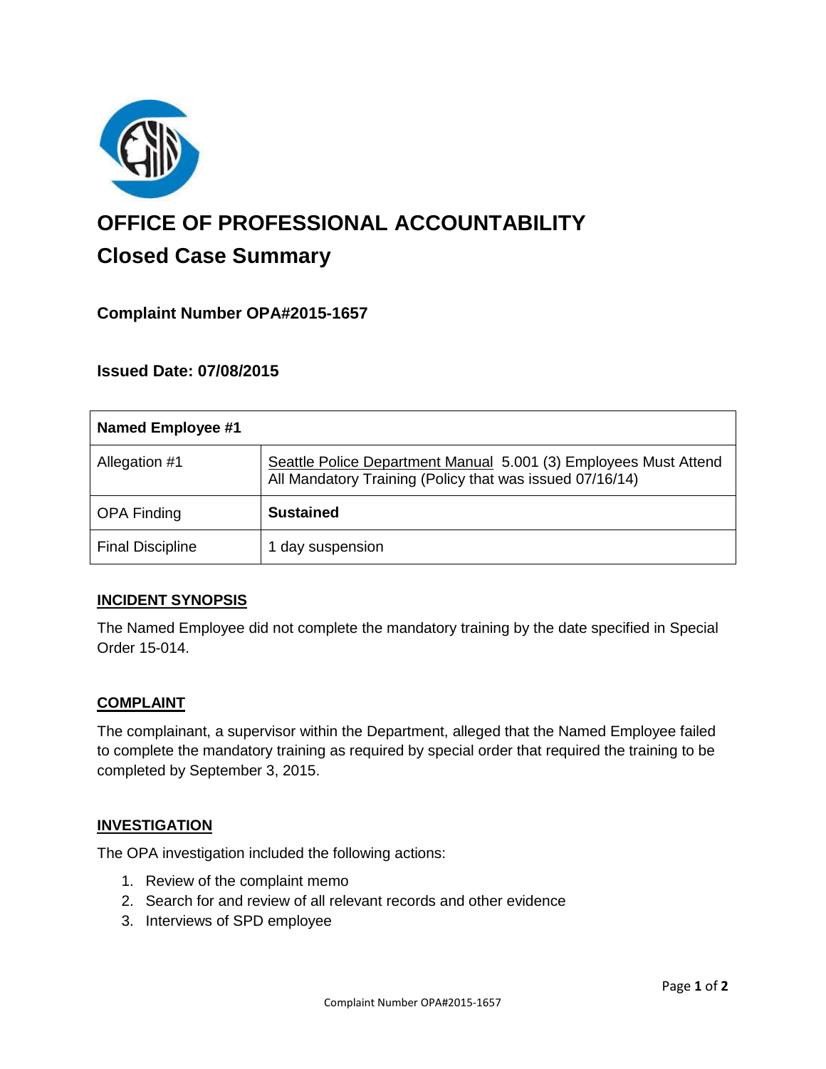# OFFICE OF PROFESSIONAL ACCOUNTABILITY

## Closed Case Summary

### Complaint Number OPA#2015-1657

### Issued Date: 07/08/2015

| Named Employee #1 | |
|---|---|
| Allegation #1 | Seattle Police Department Manual 5.001 (3) Employees Must Attend All Mandatory Training (Policy that was issued 07/16/14) |
| OPA Finding | **Sustained** |
| Final Discipline | 1 day suspension |

**INCIDENT SYNOPSIS**

The Named Employee did not complete the mandatory training by the date specified in Special Order 15-014.

**COMPLAINT**

The complainant, a supervisor within the Department, alleged that the Named Employee failed to complete the mandatory training as required by special order that required the training to be completed by September 3, 2015.

**INVESTIGATION**

The OPA investigation included the following actions:

1. Review of the complaint memo
2. Search for and review of all relevant records and other evidence
3. Interviews of SPD employee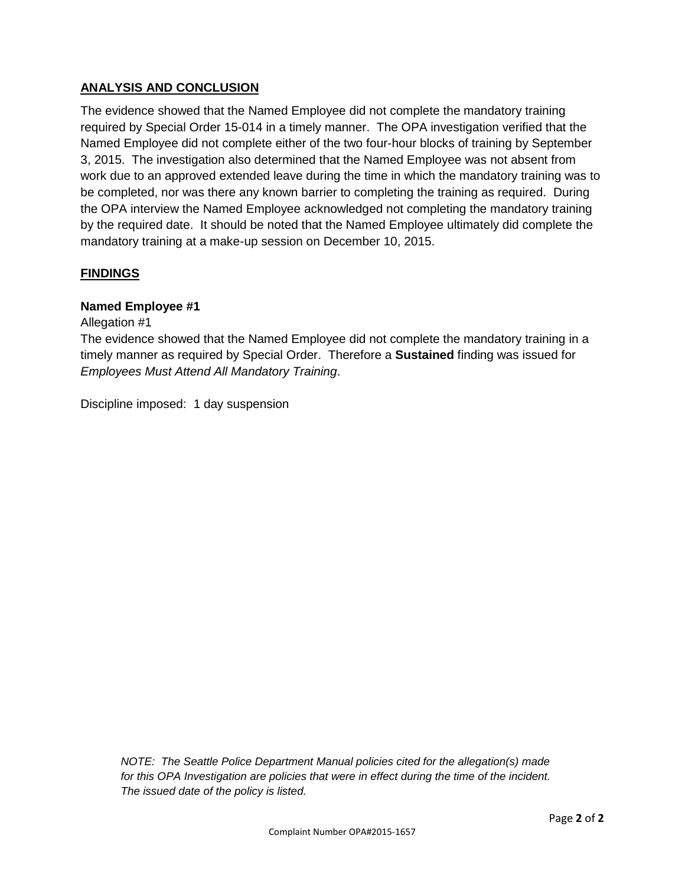## ANALYSIS AND CONCLUSION

The evidence showed that the Named Employee did not complete the mandatory training required by Special Order 15-014 in a timely manner. The OPA investigation verified that the Named Employee did not complete either of the two four-hour blocks of training by September 3, 2015. The investigation also determined that the Named Employee was not absent from work due to an approved extended leave during the time in which the mandatory training was to be completed, nor was there any known barrier to completing the training as required. During the OPA interview the Named Employee acknowledged not completing the mandatory training by the required date. It should be noted that the Named Employee ultimately did complete the mandatory training at a make-up session on December 10, 2015.

## FINDINGS

**Named Employee #1**

Allegation #1

The evidence showed that the Named Employee did not complete the mandatory training in a timely manner as required by Special Order. Therefore a **Sustained** finding was issued for *Employees Must Attend All Mandatory Training*.

Discipline imposed: 1 day suspension

*NOTE: The Seattle Police Department Manual policies cited for the allegation(s) made for this OPA Investigation are policies that were in effect during the time of the incident. The issued date of the policy is listed.*

Complaint Number OPA#2015-1657